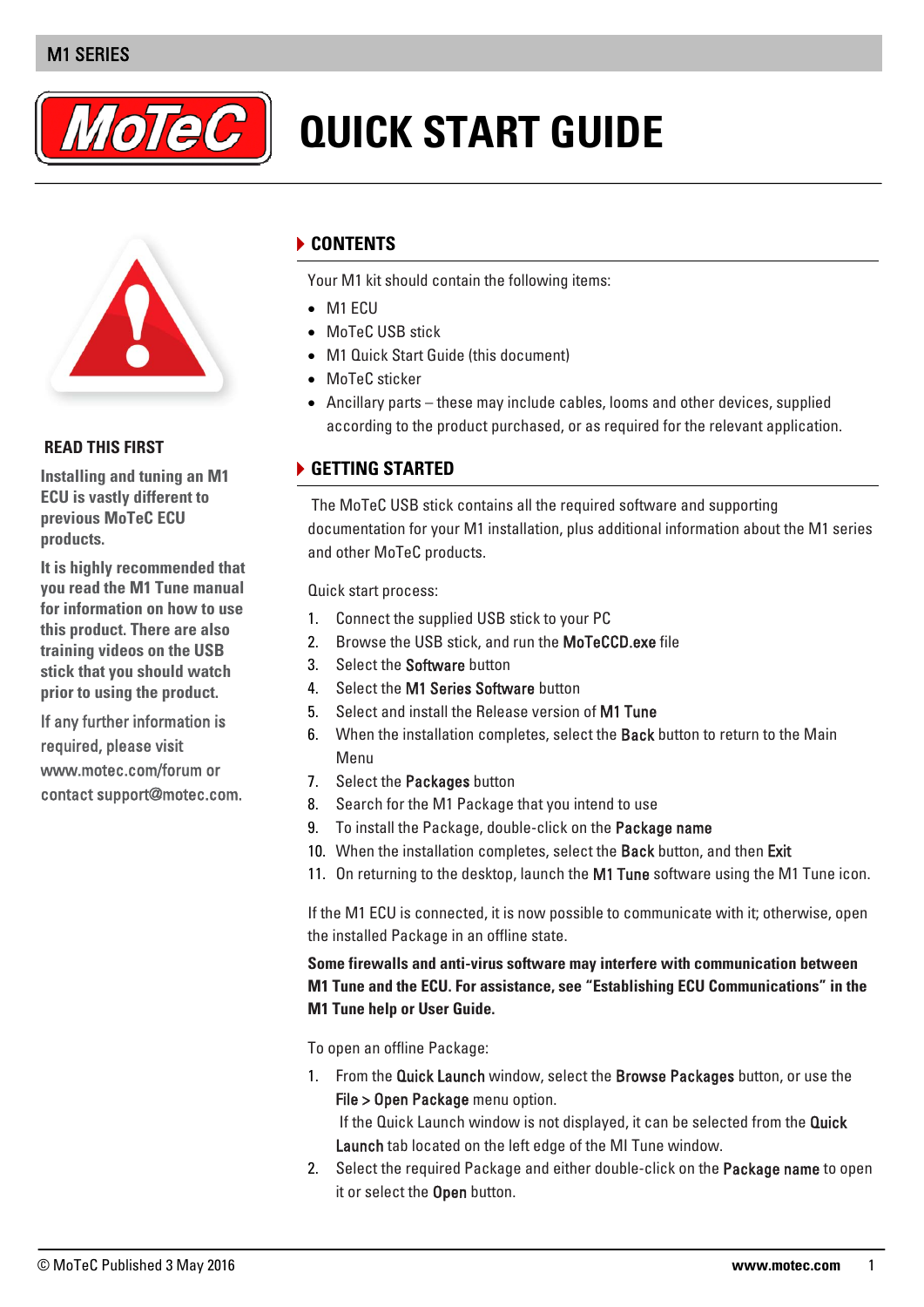# QUICK START GUIDE

**READ THIS FIRST**

**Installing and tuning an M1 ECU is vastly different to previous MoTeC ECU products.**

**It is highly recommended that you read the M1 Tune manual for information on how to use this product. There are also training videos on the USB stick that you should watch prior to using the product.**

If any further information is required, please visit www.motec.com/forum or contact support@motec.com.

## CONTENTS

Your M1 kit should contain the following items:

- M1 ECU
- MoTeC USB stick
- M1 Quick Start Guide (this document)
- MoTeC sticker
- Ancillary parts – these may include cables, looms and other devices, supplied according to the product purchased, or as required for the relevant application.

## GETTING STARTED

The MoTeC USB stick contains all the required software and supporting documentation for your M1 installation, plus additional information about the M1 series and other MoTeC products.

Quick start process:

1. Connect the supplied USB stick to your PC
2. Browse the USB stick, and run the **MoTeCCD.exe** file
3. Select the **Software** button
4. Select the **M1 Series Software** button
5. Select and install the Release version of **M1 Tune**
6. When the installation completes, select the **Back** button to return to the Main Menu
7. Select the **Packages** button
8. Search for the M1 Package that you intend to use
9. To install the Package, double-click on the **Package name**
10. When the installation completes, select the **Back** button, and then **Exit**
11. On returning to the desktop, launch the **M1 Tune** software using the M1 Tune icon.

If the M1 ECU is connected, it is now possible to communicate with it; otherwise, open the installed Package in an offline state.

**Some firewalls and anti-virus software may interfere with communication between M1 Tune and the ECU. For assistance, see "Establishing ECU Communications" in the M1 Tune help or User Guide.**

To open an offline Package:

1. From the **Quick Launch** window, select the **Browse Packages** button, or use the **File > Open Package** menu option.
   If the Quick Launch window is not displayed, it can be selected from the **Quick Launch** tab located on the left edge of the MI Tune window.
2. Select the required Package and either double-click on the **Package name** to open it or select the **Open** button.

© MoTeC Published 3 May 2016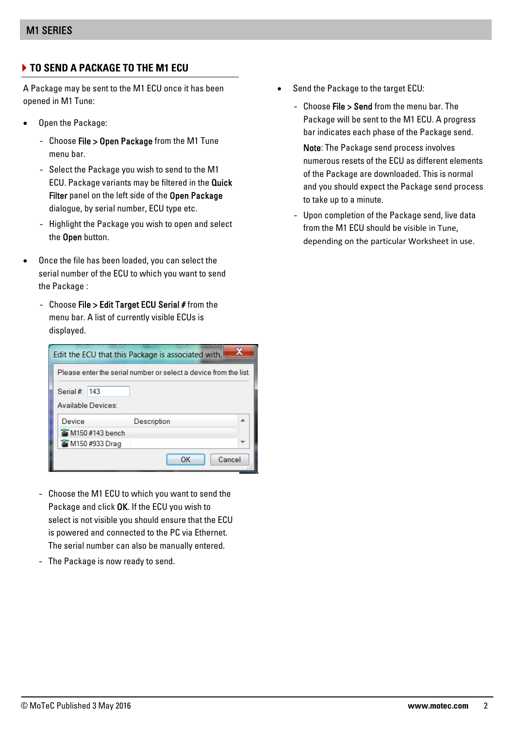## TO SEND A PACKAGE TO THE M1 ECU

A Package may be sent to the M1 ECU once it has been opened in M1 Tune:

- Open the Package:
  - Choose **File > Open Package** from the M1 Tune menu bar.
  - Select the Package you wish to send to the M1 ECU. Package variants may be filtered in the **Quick Filter** panel on the left side of the **Open Package** dialogue, by serial number, ECU type etc.
  - Highlight the Package you wish to open and select the **Open** button.
- Once the file has been loaded, you can select the serial number of the ECU to which you want to send the Package :
  - Choose **File > Edit Target ECU Serial #** from the menu bar. A list of currently visible ECUs is displayed.
  - Choose the M1 ECU to which you want to send the Package and click **OK**. If the ECU you wish to select is not visible you should ensure that the ECU is powered and connected to the PC via Ethernet. The serial number can also be manually entered.
  - The Package is now ready to send.
- Send the Package to the target ECU:
  - Choose **File > Send** from the menu bar. The Package will be sent to the M1 ECU. A progress bar indicates each phase of the Package send.

    **Note**: The Package send process involves numerous resets of the ECU as different elements of the Package are downloaded. This is normal and you should expect the Package send process to take up to a minute.
  - Upon completion of the Package send, live data from the M1 ECU should be visible in Tune, depending on the particular Worksheet in use.